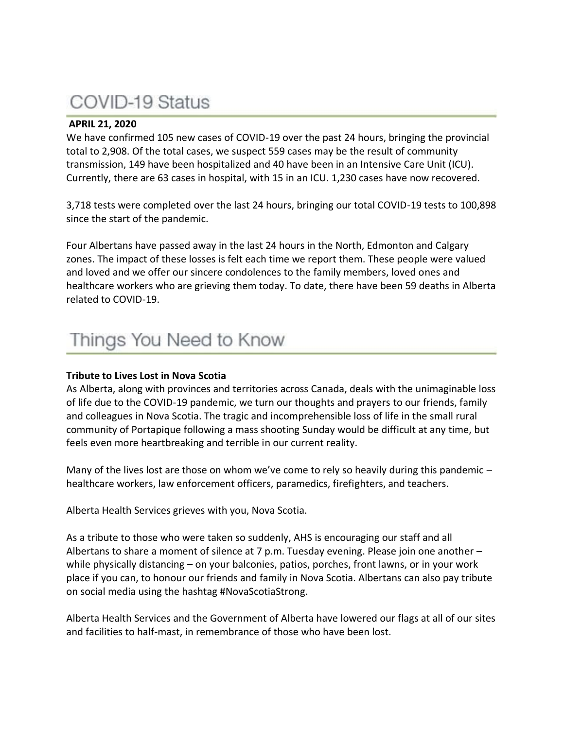# COVID-19 Status

**APRIL 21, 2020**

We have confirmed 105 new cases of COVID-19 over the past 24 hours, bringing the provincial total to 2,908. Of the total cases, we suspect 559 cases may be the result of community transmission, 149 have been hospitalized and 40 have been in an Intensive Care Unit (ICU). Currently, there are 63 cases in hospital, with 15 in an ICU. 1,230 cases have now recovered.

3,718 tests were completed over the last 24 hours, bringing our total COVID-19 tests to 100,898 since the start of the pandemic.

Four Albertans have passed away in the last 24 hours in the North, Edmonton and Calgary zones. The impact of these losses is felt each time we report them. These people were valued and loved and we offer our sincere condolences to the family members, loved ones and healthcare workers who are grieving them today. To date, there have been 59 deaths in Alberta related to COVID-19.

# Things You Need to Know

**Tribute to Lives Lost in Nova Scotia**

As Alberta, along with provinces and territories across Canada, deals with the unimaginable loss of life due to the COVID-19 pandemic, we turn our thoughts and prayers to our friends, family and colleagues in Nova Scotia. The tragic and incomprehensible loss of life in the small rural community of Portapique following a mass shooting Sunday would be difficult at any time, but feels even more heartbreaking and terrible in our current reality.

Many of the lives lost are those on whom we've come to rely so heavily during this pandemic – healthcare workers, law enforcement officers, paramedics, firefighters, and teachers.

Alberta Health Services grieves with you, Nova Scotia.

As a tribute to those who were taken so suddenly, AHS is encouraging our staff and all Albertans to share a moment of silence at 7 p.m. Tuesday evening. Please join one another – while physically distancing – on your balconies, patios, porches, front lawns, or in your work place if you can, to honour our friends and family in Nova Scotia. Albertans can also pay tribute on social media using the hashtag #NovaScotiaStrong.

Alberta Health Services and the Government of Alberta have lowered our flags at all of our sites and facilities to half-mast, in remembrance of those who have been lost.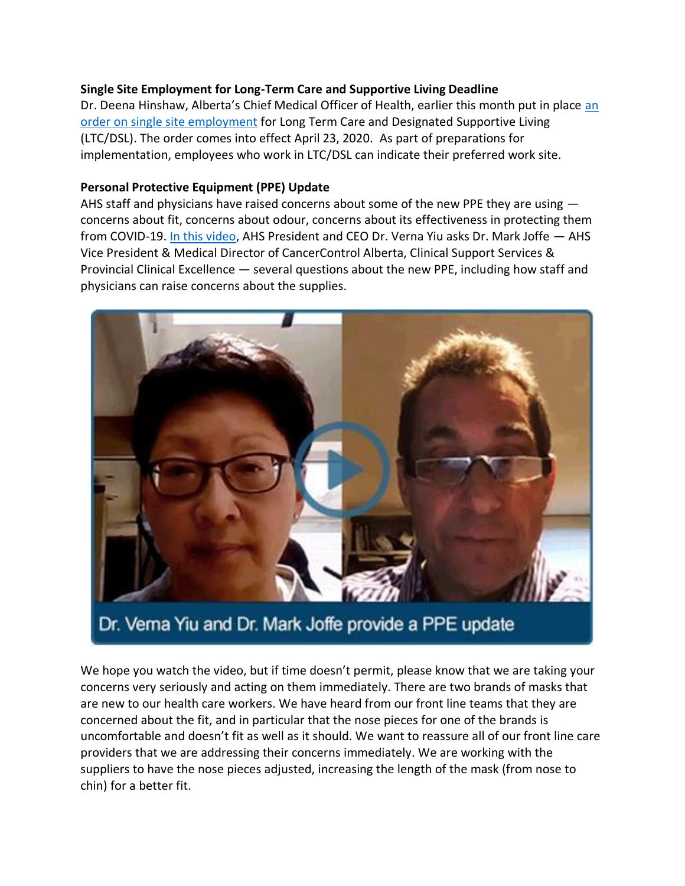**Single Site Employment for Long-Term Care and Supportive Living Deadline**

Dr. Deena Hinshaw, Alberta's Chief Medical Officer of Health, earlier this month put in place an order on single site employment for Long Term Care and Designated Supportive Living (LTC/DSL). The order comes into effect April 23, 2020. As part of preparations for implementation, employees who work in LTC/DSL can indicate their preferred work site.

**Personal Protective Equipment (PPE) Update**

AHS staff and physicians have raised concerns about some of the new PPE they are using — concerns about fit, concerns about odour, concerns about its effectiveness in protecting them from COVID-19. In this video, AHS President and CEO Dr. Verna Yiu asks Dr. Mark Joffe — AHS Vice President & Medical Director of CancerControl Alberta, Clinical Support Services & Provincial Clinical Excellence — several questions about the new PPE, including how staff and physicians can raise concerns about the supplies.

Dr. Verna Yiu and Dr. Mark Joffe provide a PPE update

We hope you watch the video, but if time doesn't permit, please know that we are taking your concerns very seriously and acting on them immediately. There are two brands of masks that are new to our health care workers. We have heard from our front line teams that they are concerned about the fit, and in particular that the nose pieces for one of the brands is uncomfortable and doesn't fit as well as it should. We want to reassure all of our front line care providers that we are addressing their concerns immediately. We are working with the suppliers to have the nose pieces adjusted, increasing the length of the mask (from nose to chin) for a better fit.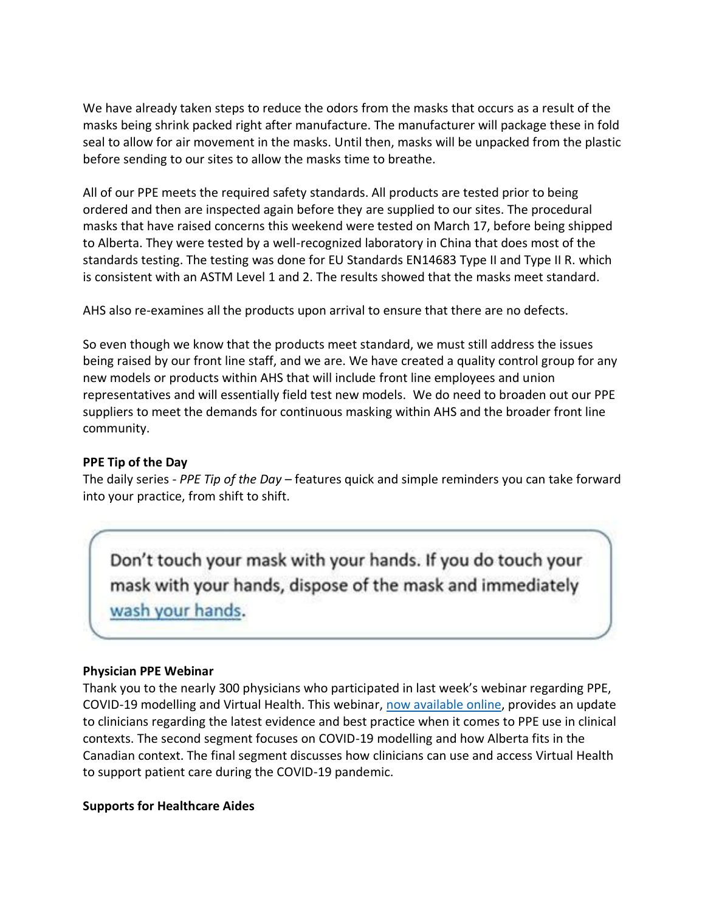We have already taken steps to reduce the odors from the masks that occurs as a result of the masks being shrink packed right after manufacture. The manufacturer will package these in fold seal to allow for air movement in the masks. Until then, masks will be unpacked from the plastic before sending to our sites to allow the masks time to breathe.

All of our PPE meets the required safety standards. All products are tested prior to being ordered and then are inspected again before they are supplied to our sites. The procedural masks that have raised concerns this weekend were tested on March 17, before being shipped to Alberta. They were tested by a well-recognized laboratory in China that does most of the standards testing. The testing was done for EU Standards EN14683 Type II and Type II R. which is consistent with an ASTM Level 1 and 2. The results showed that the masks meet standard.

AHS also re-examines all the products upon arrival to ensure that there are no defects.

So even though we know that the products meet standard, we must still address the issues being raised by our front line staff, and we are. We have created a quality control group for any new models or products within AHS that will include front line employees and union representatives and will essentially field test new models. We do need to broaden out our PPE suppliers to meet the demands for continuous masking within AHS and the broader front line community.

**PPE Tip of the Day**

The daily series - *PPE Tip of the Day* – features quick and simple reminders you can take forward into your practice, from shift to shift.

> Don't touch your mask with your hands. If you do touch your mask with your hands, dispose of the mask and immediately wash your hands.

**Physician PPE Webinar**

Thank you to the nearly 300 physicians who participated in last week's webinar regarding PPE, COVID-19 modelling and Virtual Health. This webinar, now available online, provides an update to clinicians regarding the latest evidence and best practice when it comes to PPE use in clinical contexts. The second segment focuses on COVID-19 modelling and how Alberta fits in the Canadian context. The final segment discusses how clinicians can use and access Virtual Health to support patient care during the COVID-19 pandemic.

**Supports for Healthcare Aides**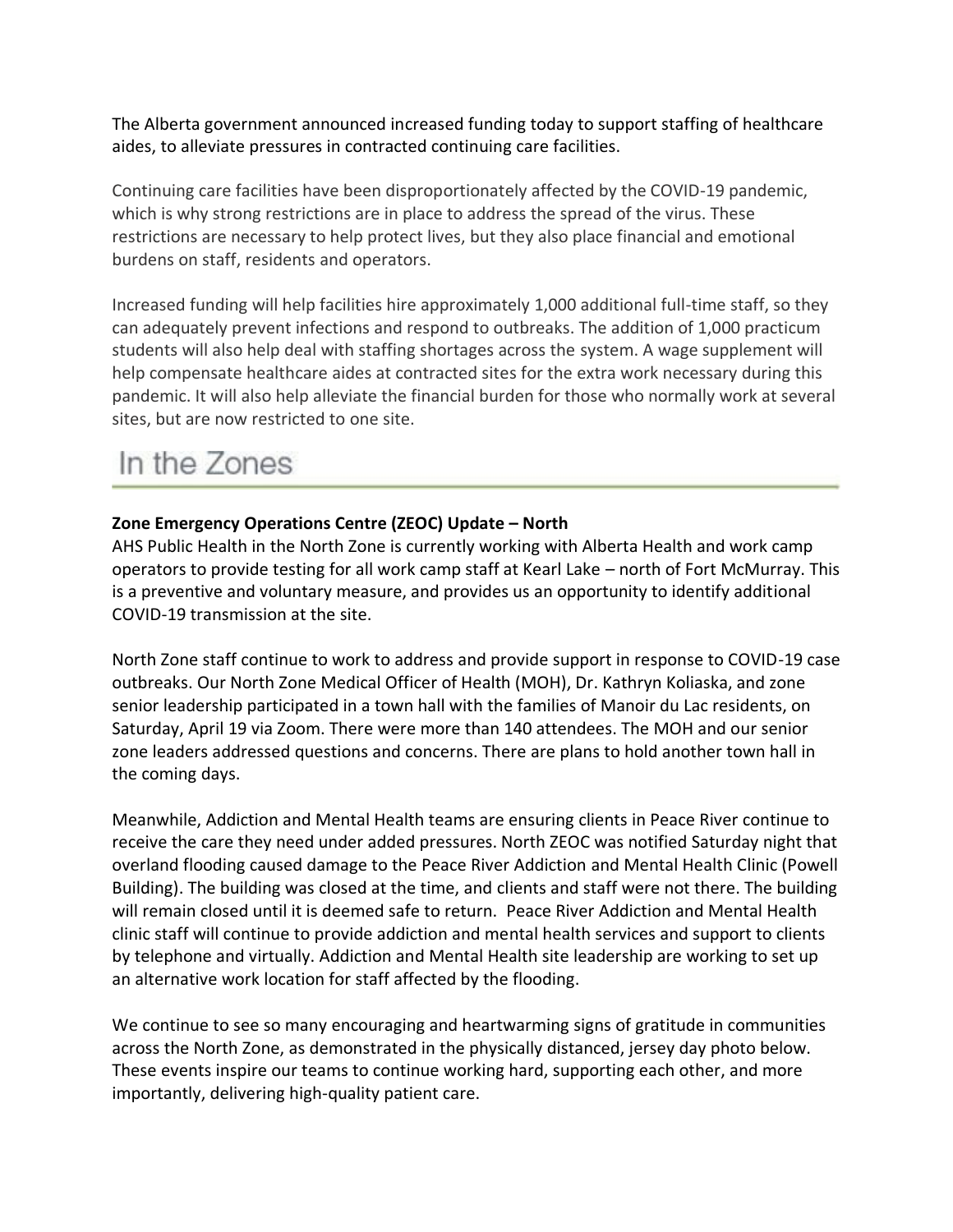The Alberta government announced increased funding today to support staffing of healthcare aides, to alleviate pressures in contracted continuing care facilities.

Continuing care facilities have been disproportionately affected by the COVID-19 pandemic, which is why strong restrictions are in place to address the spread of the virus. These restrictions are necessary to help protect lives, but they also place financial and emotional burdens on staff, residents and operators.

Increased funding will help facilities hire approximately 1,000 additional full-time staff, so they can adequately prevent infections and respond to outbreaks. The addition of 1,000 practicum students will also help deal with staffing shortages across the system. A wage supplement will help compensate healthcare aides at contracted sites for the extra work necessary during this pandemic. It will also help alleviate the financial burden for those who normally work at several sites, but are now restricted to one site.

# In the Zones

**Zone Emergency Operations Centre (ZEOC) Update – North**

AHS Public Health in the North Zone is currently working with Alberta Health and work camp operators to provide testing for all work camp staff at Kearl Lake – north of Fort McMurray. This is a preventive and voluntary measure, and provides us an opportunity to identify additional COVID-19 transmission at the site.

North Zone staff continue to work to address and provide support in response to COVID-19 case outbreaks. Our North Zone Medical Officer of Health (MOH), Dr. Kathryn Koliaska, and zone senior leadership participated in a town hall with the families of Manoir du Lac residents, on Saturday, April 19 via Zoom. There were more than 140 attendees. The MOH and our senior zone leaders addressed questions and concerns. There are plans to hold another town hall in the coming days.

Meanwhile, Addiction and Mental Health teams are ensuring clients in Peace River continue to receive the care they need under added pressures. North ZEOC was notified Saturday night that overland flooding caused damage to the Peace River Addiction and Mental Health Clinic (Powell Building). The building was closed at the time, and clients and staff were not there. The building will remain closed until it is deemed safe to return. Peace River Addiction and Mental Health clinic staff will continue to provide addiction and mental health services and support to clients by telephone and virtually. Addiction and Mental Health site leadership are working to set up an alternative work location for staff affected by the flooding.

We continue to see so many encouraging and heartwarming signs of gratitude in communities across the North Zone, as demonstrated in the physically distanced, jersey day photo below. These events inspire our teams to continue working hard, supporting each other, and more importantly, delivering high-quality patient care.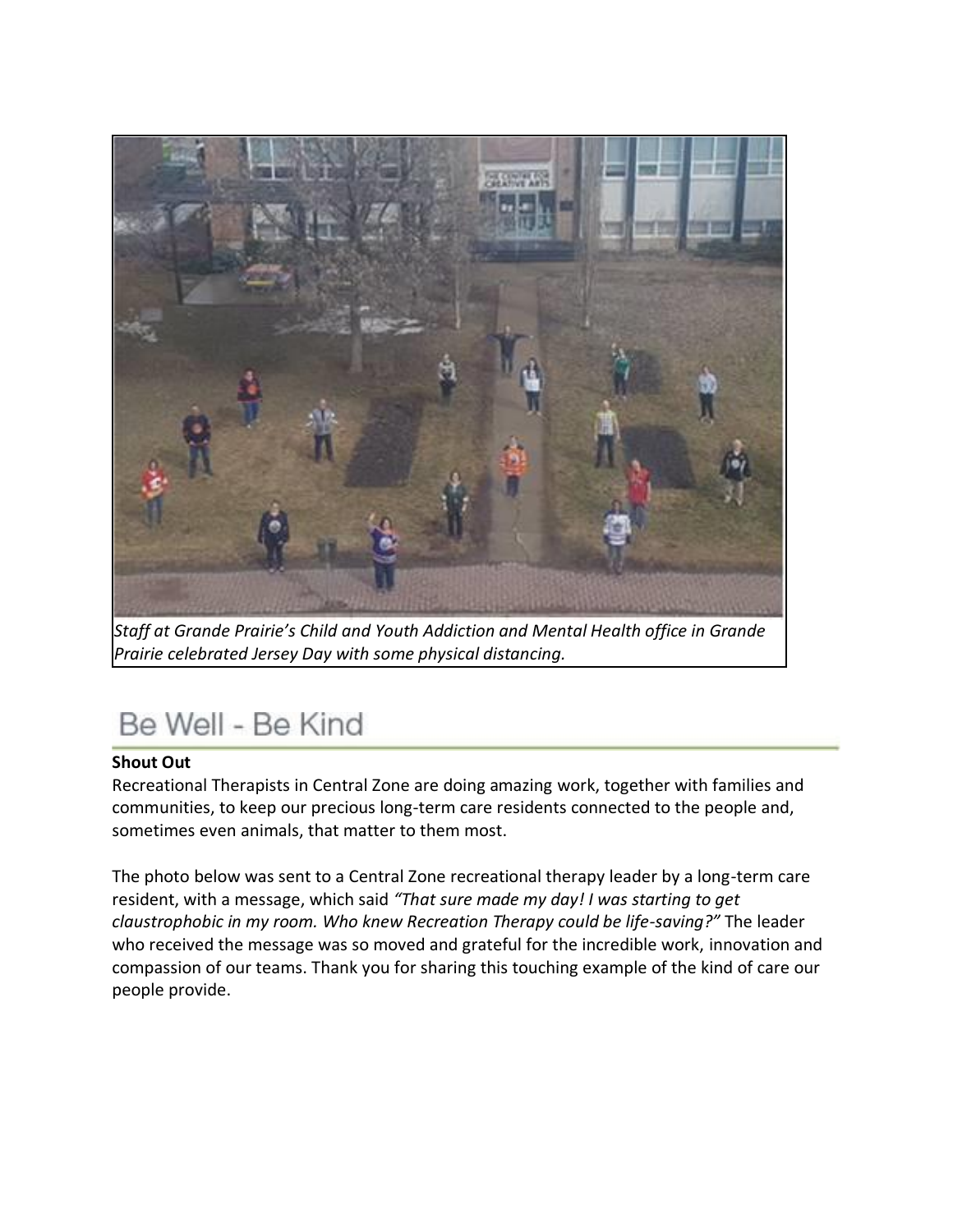*Staff at Grande Prairie's Child and Youth Addiction and Mental Health office in Grande Prairie celebrated Jersey Day with some physical distancing.*

## Be Well - Be Kind

**Shout Out**

Recreational Therapists in Central Zone are doing amazing work, together with families and communities, to keep our precious long-term care residents connected to the people and, sometimes even animals, that matter to them most.

The photo below was sent to a Central Zone recreational therapy leader by a long-term care resident, with a message, which said *"That sure made my day! I was starting to get claustrophobic in my room. Who knew Recreation Therapy could be life-saving?"* The leader who received the message was so moved and grateful for the incredible work, innovation and compassion of our teams. Thank you for sharing this touching example of the kind of care our people provide.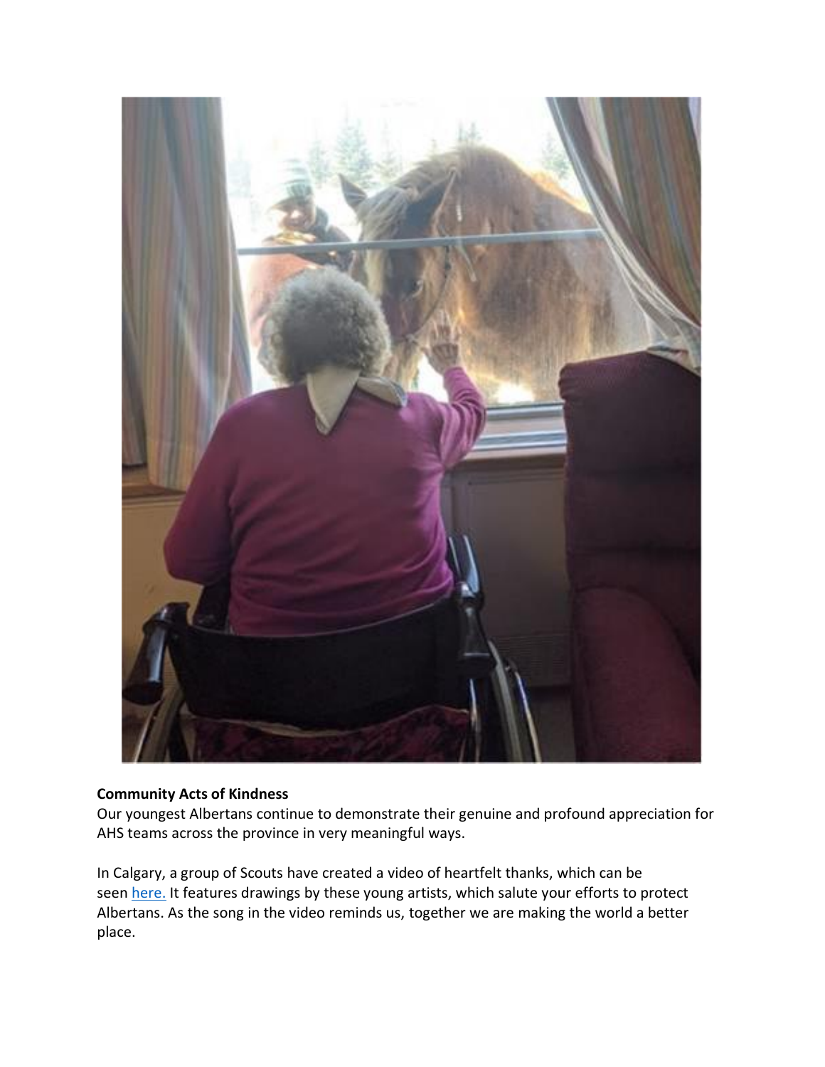**Community Acts of Kindness**

Our youngest Albertans continue to demonstrate their genuine and profound appreciation for AHS teams across the province in very meaningful ways.

In Calgary, a group of Scouts have created a video of heartfelt thanks, which can be seen here. It features drawings by these young artists, which salute your efforts to protect Albertans. As the song in the video reminds us, together we are making the world a better place.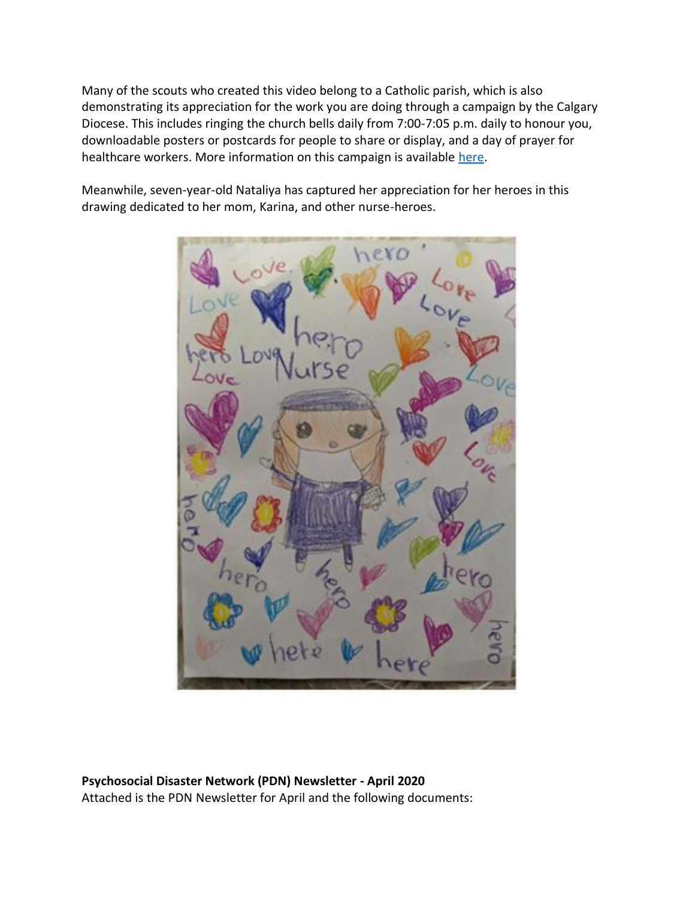Many of the scouts who created this video belong to a Catholic parish, which is also demonstrating its appreciation for the work you are doing through a campaign by the Calgary Diocese. This includes ringing the church bells daily from 7:00-7:05 p.m. daily to honour you, downloadable posters or postcards for people to share or display, and a day of prayer for healthcare workers. More information on this campaign is available here.

Meanwhile, seven-year-old Nataliya has captured her appreciation for her heroes in this drawing dedicated to her mom, Karina, and other nurse-heroes.

**Psychosocial Disaster Network (PDN) Newsletter - April 2020**
Attached is the PDN Newsletter for April and the following documents: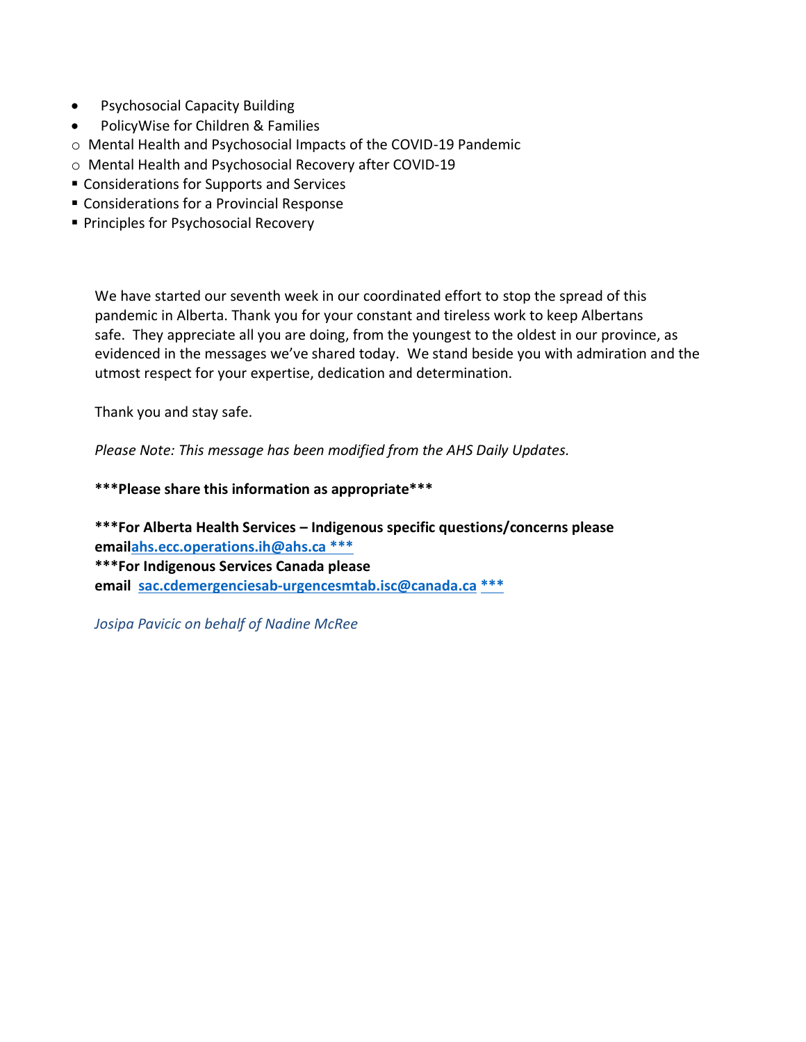- Psychosocial Capacity Building
- PolicyWise for Children & Families
  - Mental Health and Psychosocial Impacts of the COVID-19 Pandemic
  - Mental Health and Psychosocial Recovery after COVID-19
    - Considerations for Supports and Services
    - Considerations for a Provincial Response
    - Principles for Psychosocial Recovery

We have started our seventh week in our coordinated effort to stop the spread of this pandemic in Alberta. Thank you for your constant and tireless work to keep Albertans safe. They appreciate all you are doing, from the youngest to the oldest in our province, as evidenced in the messages we've shared today. We stand beside you with admiration and the utmost respect for your expertise, dedication and determination.

Thank you and stay safe.

*Please Note: This message has been modified from the AHS Daily Updates.*

**\*\*\*Please share this information as appropriate\*\*\***

**\*\*\*For Alberta Health Services – Indigenous specific questions/concerns please emailahs.ecc.operations.ih@ahs.ca \*\*\***
**\*\*\*For Indigenous Services Canada please email sac.cdemergenciesab-urgencesmtab.isc@canada.ca \*\*\***

*Josipa Pavicic on behalf of Nadine McRee*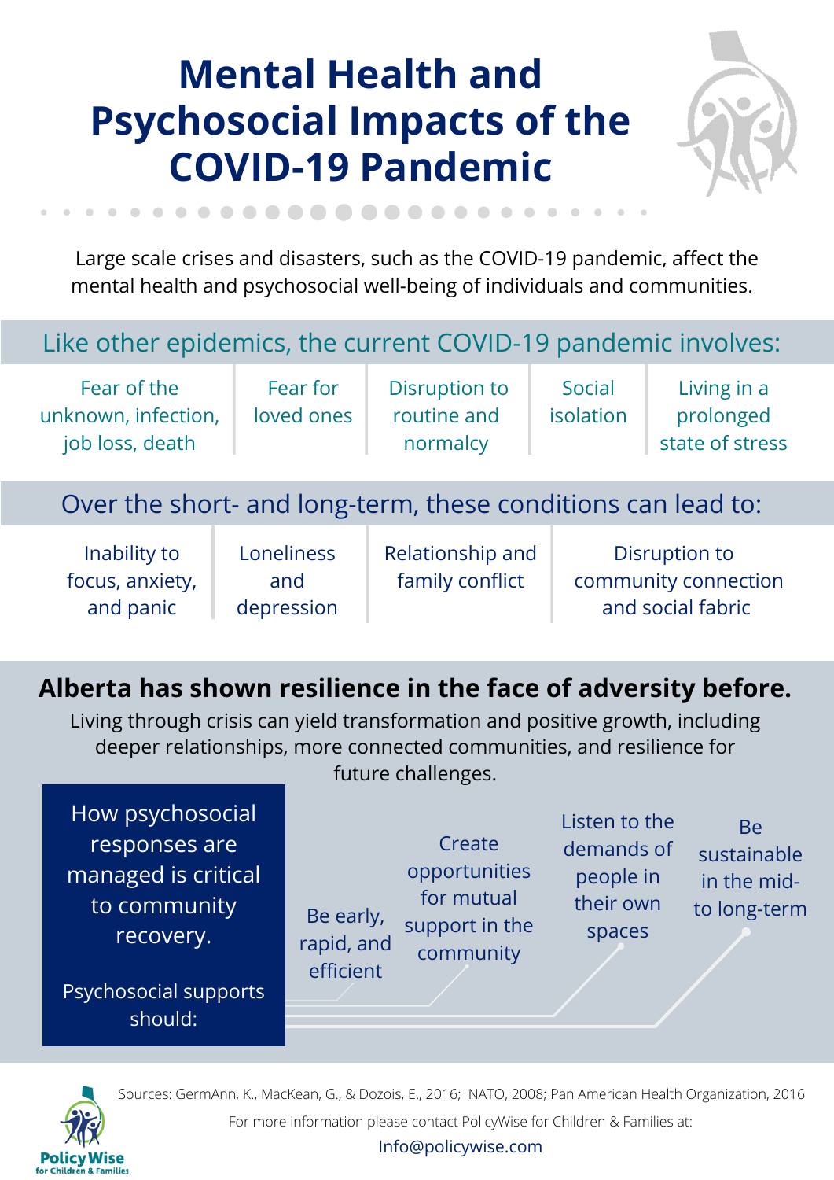# Mental Health and Psychosocial Impacts of the COVID-19 Pandemic

Large scale crises and disasters, such as the COVID-19 pandemic, affect the mental health and psychosocial well-being of individuals and communities.

## Like other epidemics, the current COVID-19 pandemic involves:

- Fear of the unknown, infection, job loss, death
- Fear for loved ones
- Disruption to routine and normalcy
- Social isolation
- Living in a prolonged state of stress

## Over the short- and long-term, these conditions can lead to:

- Inability to focus, anxiety, and panic
- Loneliness and depression
- Relationship and family conflict
- Disruption to community connection and social fabric

## Alberta has shown resilience in the face of adversity before.

Living through crisis can yield transformation and positive growth, including deeper relationships, more connected communities, and resilience for future challenges.

How psychosocial responses are managed is critical to community recovery.

Psychosocial supports should:

- Be early, rapid, and efficient
- Create opportunities for mutual support in the community
- Listen to the demands of people in their own spaces
- Be sustainable in the mid- to long-term

Sources: GermAnn, K., MacKean, G., & Dozois, E., 2016; NATO, 2008; Pan American Health Organization, 2016

For more information please contact PolicyWise for Children & Families at:

Info@policywise.com

PolicyWise for Children & Families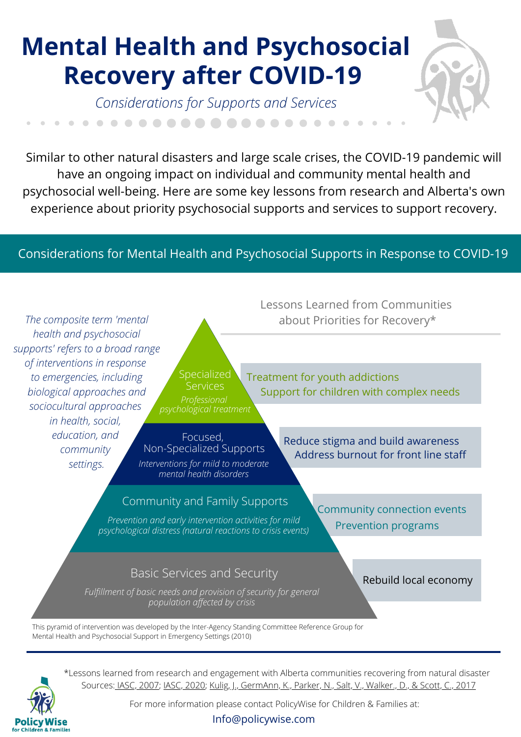# Mental Health and Psychosocial Recovery after COVID-19

*Considerations for Supports and Services*

Similar to other natural disasters and large scale crises, the COVID-19 pandemic will have an ongoing impact on individual and community mental health and psychosocial well-being. Here are some key lessons from research and Alberta's own experience about priority psychosocial supports and services to support recovery.

## Considerations for Mental Health and Psychosocial Supports in Response to COVID-19

*The composite term 'mental health and psychosocial supports' refers to a broad range of interventions in response to emergencies, including biological approaches and sociocultural approaches in health, social, education, and community settings.*

Lessons Learned from Communities about Priorities for Recovery*

Specialized Services
*Professional psychological treatment*

Treatment for youth addictions
Support for children with complex needs

Focused, Non-Specialized Supports
*Interventions for mild to moderate mental health disorders*

Reduce stigma and build awareness
Address burnout for front line staff

Community and Family Supports
*Prevention and early intervention activities for mild psychological distress (natural reactions to crisis events)*

Community connection events
Prevention programs

Basic Services and Security
*Fulfillment of basic needs and provision of security for general population affected by crisis*

Rebuild local economy

This pyramid of intervention was developed by the Inter-Agency Standing Committee Reference Group for Mental Health and Psychosocial Support in Emergency Settings (2010)

*Lessons learned from research and engagement with Alberta communities recovering from natural disaster
Sources: IASC, 2007; IASC, 2020; Kulig, J., GermAnn, K., Parker, N., Salt, V., Walker., D., & Scott, C., 2017

For more information please contact PolicyWise for Children & Families at:
Info@policywise.com

PolicyWise for Children & Families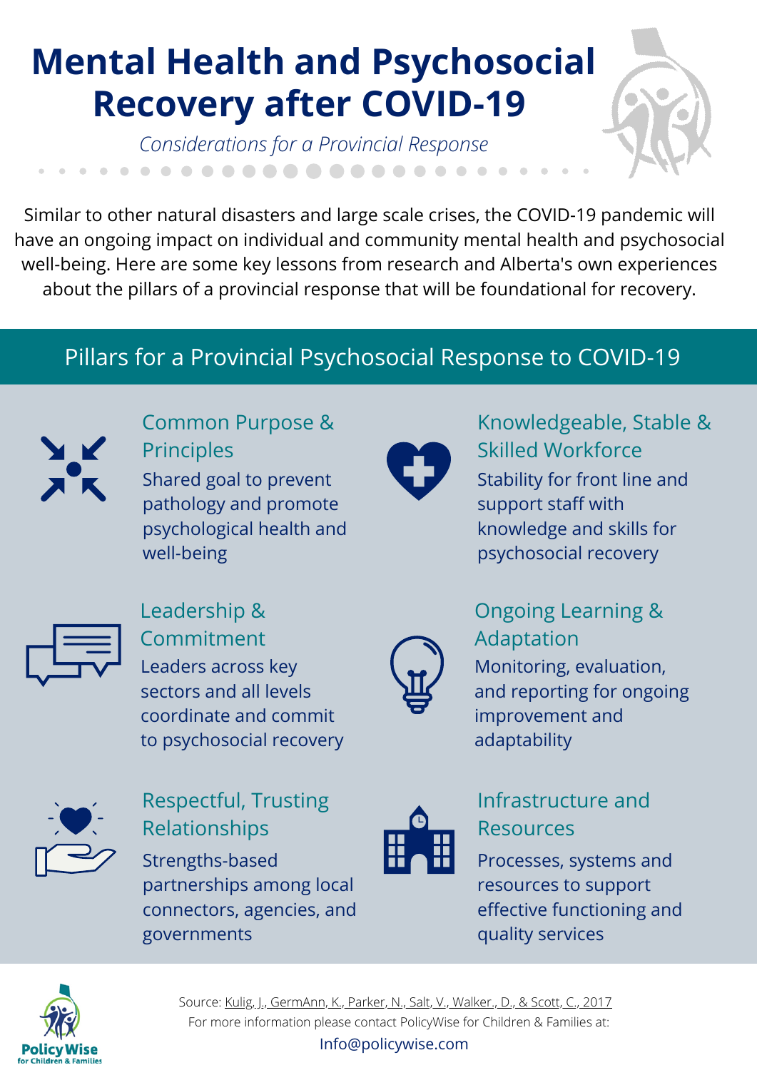# Mental Health and Psychosocial Recovery after COVID-19

*Considerations for a Provincial Response*

Similar to other natural disasters and large scale crises, the COVID-19 pandemic will have an ongoing impact on individual and community mental health and psychosocial well-being. Here are some key lessons from research and Alberta's own experiences about the pillars of a provincial response that will be foundational for recovery.

## Pillars for a Provincial Psychosocial Response to COVID-19

### Common Purpose & Principles

Shared goal to prevent pathology and promote psychological health and well-being

### Knowledgeable, Stable & Skilled Workforce

Stability for front line and support staff with knowledge and skills for psychosocial recovery

### Leadership & Commitment

Leaders across key sectors and all levels coordinate and commit to psychosocial recovery

### Ongoing Learning & Adaptation

Monitoring, evaluation, and reporting for ongoing improvement and adaptability

### Respectful, Trusting Relationships

Strengths-based partnerships among local connectors, agencies, and governments

### Infrastructure and Resources

Processes, systems and resources to support effective functioning and quality services

Source: Kulig, J., GermAnn, K., Parker, N., Salt, V., Walker., D., & Scott, C., 2017

For more information please contact PolicyWise for Children & Families at:

Info@policywise.com

PolicyWise for Children & Families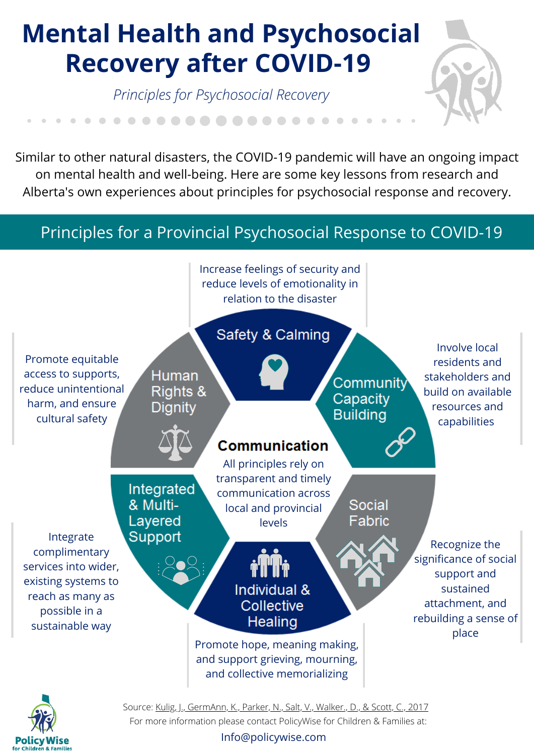# Mental Health and Psychosocial Recovery after COVID-19

*Principles for Psychosocial Recovery*

Similar to other natural disasters, the COVID-19 pandemic will have an ongoing impact on mental health and well-being. Here are some key lessons from research and Alberta's own experiences about principles for psychosocial response and recovery.

## Principles for a Provincial Psychosocial Response to COVID-19

**Safety & Calming**

Increase feelings of security and reduce levels of emotionality in relation to the disaster

**Community Capacity Building**

Involve local residents and stakeholders and build on available resources and capabilities

**Social Fabric**

Recognize the significance of social support and sustained attachment, and rebuilding a sense of place

**Individual & Collective Healing**

Promote hope, meaning making, and support grieving, mourning, and collective memorializing

**Integrated & Multi-Layered Support**

Integrate complimentary services into wider, existing systems to reach as many as possible in a sustainable way

**Human Rights & Dignity**

Promote equitable access to supports, reduce unintentional harm, and ensure cultural safety

**Communication**

All principles rely on transparent and timely communication across local and provincial levels

Source: Kulig, J., GermAnn, K., Parker, N., Salt, V., Walker., D., & Scott, C., 2017

For more information please contact PolicyWise for Children & Families at:

Info@policywise.com

PolicyWise for Children & Families